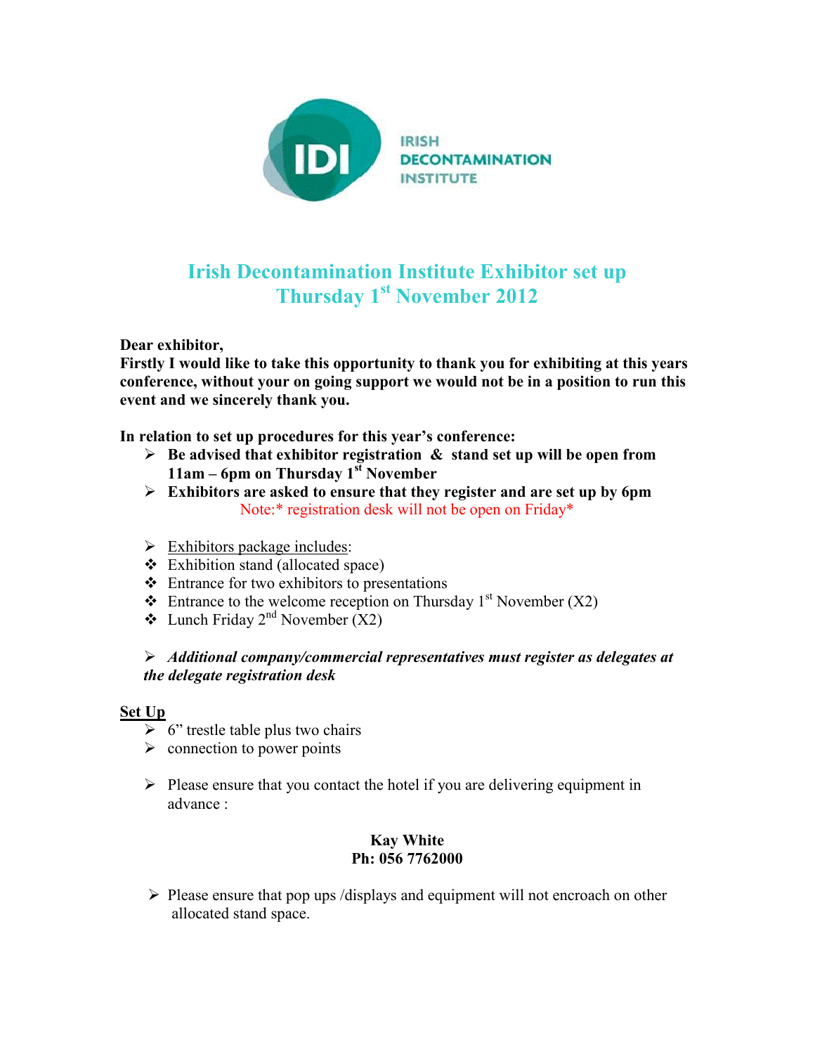IRISH DECONTAMINATION INSTITUTE

# Irish Decontamination Institute Exhibitor set up Thursday 1st November 2012

**Dear exhibitor,**
**Firstly I would like to take this opportunity to thank you for exhibiting at this years conference, without your on going support we would not be in a position to run this event and we sincerely thank you.**

**In relation to set up procedures for this year's conference:**

- **Be advised that exhibitor registration & stand set up will be open from 11am – 6pm on Thursday 1st November**
- **Exhibitors are asked to ensure that they register and are set up by 6pm**

Note:* registration desk will not be open on Friday*

- Exhibitors package includes:
- Exhibition stand (allocated space)
- Entrance for two exhibitors to presentations
- Entrance to the welcome reception on Thursday 1st November (X2)
- Lunch Friday 2nd November (X2)

- ***Additional company/commercial representatives must register as delegates at the delegate registration desk***

**Set Up**

- 6" trestle table plus two chairs
- connection to power points

- Please ensure that you contact the hotel if you are delivering equipment in advance :

**Kay White**
**Ph: 056 7762000**

- Please ensure that pop ups /displays and equipment will not encroach on other allocated stand space.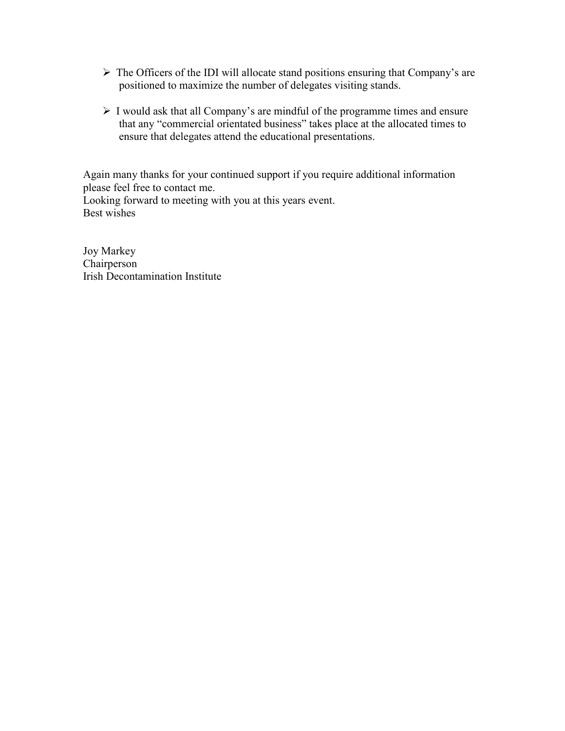- The Officers of the IDI will allocate stand positions ensuring that Company's are positioned to maximize the number of delegates visiting stands.

- I would ask that all Company's are mindful of the programme times and ensure that any "commercial orientated business" takes place at the allocated times to ensure that delegates attend the educational presentations.

Again many thanks for your continued support if you require additional information please feel free to contact me.
Looking forward to meeting with you at this years event.
Best wishes

Joy Markey
Chairperson
Irish Decontamination Institute